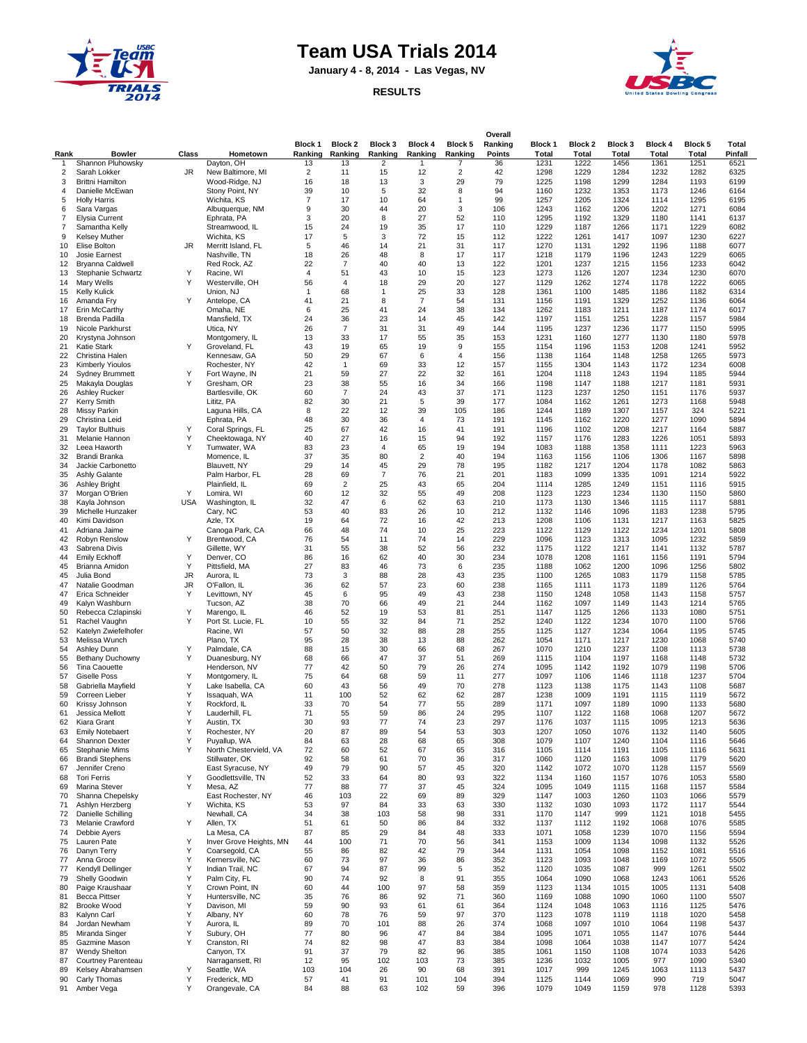# Team USA Trials 2014

**January 4 - 8, 2014 - Las Vegas, NV**

**RESULTS**

| Rank | Bowler | Class | Hometown | Block 1 Ranking | Block 2 Ranking | Block 3 Ranking | Block 4 Ranking | Block 5 Ranking | Overall Ranking Points | Block 1 Total | Block 2 Total | Block 3 Total | Block 4 Total | Block 5 Total | Total Pinfall |
|---|---|---|---|---|---|---|---|---|---|---|---|---|---|---|---|
| 1 | Shannon Pluhowsky | | Dayton, OH | 13 | 13 | 2 | 1 | 7 | 36 | 1231 | 1222 | 1456 | 1361 | 1251 | 6521 |
| 2 | Sarah Lokker | JR | New Baltimore, MI | 2 | 11 | 15 | 12 | 2 | 42 | 1298 | 1229 | 1284 | 1232 | 1282 | 6325 |
| 3 | Brittni Hamilton | | Wood-Ridge, NJ | 16 | 18 | 13 | 3 | 29 | 79 | 1225 | 1198 | 1299 | 1284 | 1193 | 6199 |
| 4 | Danielle McEwan | | Stony Point, NY | 39 | 10 | 5 | 32 | 8 | 94 | 1160 | 1232 | 1353 | 1173 | 1246 | 6164 |
| 5 | Holly Harris | | Wichita, KS | 7 | 17 | 10 | 64 | 1 | 99 | 1257 | 1205 | 1324 | 1114 | 1295 | 6195 |
| 6 | Sara Vargas | | Albuquerque, NM | 9 | 30 | 44 | 20 | 3 | 106 | 1243 | 1162 | 1206 | 1202 | 1271 | 6084 |
| 7 | Elysia Current | | Ephrata, PA | 3 | 20 | 8 | 27 | 52 | 110 | 1295 | 1192 | 1329 | 1180 | 1141 | 6137 |
| 7 | Samantha Kelly | | Streamwood, IL | 15 | 24 | 19 | 35 | 17 | 110 | 1229 | 1187 | 1266 | 1171 | 1229 | 6082 |
| 9 | Kelsey Muther | | Wichita, KS | 17 | 5 | 3 | 72 | 15 | 112 | 1222 | 1261 | 1417 | 1097 | 1230 | 6227 |
| 10 | Elise Bolton | JR | Merritt Island, FL | 5 | 46 | 14 | 21 | 31 | 117 | 1270 | 1131 | 1292 | 1196 | 1188 | 6077 |
| 10 | Josie Earnest | | Nashville, TN | 18 | 26 | 48 | 8 | 17 | 117 | 1218 | 1179 | 1196 | 1243 | 1229 | 6065 |
| 12 | Bryanna Caldwell | | Red Rock, AZ | 22 | 7 | 40 | 40 | 13 | 122 | 1201 | 1237 | 1215 | 1156 | 1233 | 6042 |
| 13 | Stephanie Schwartz | Y | Racine, WI | 4 | 51 | 43 | 10 | 15 | 123 | 1273 | 1126 | 1207 | 1234 | 1230 | 6070 |
| 14 | Mary Wells | Y | Westerville, OH | 56 | 4 | 18 | 29 | 20 | 127 | 1129 | 1262 | 1274 | 1178 | 1222 | 6065 |
| 15 | Kelly Kulick | | Union, NJ | 1 | 68 | 1 | 25 | 33 | 128 | 1361 | 1100 | 1485 | 1186 | 1182 | 6314 |
| 16 | Amanda Fry | Y | Antelope, CA | 41 | 21 | 8 | 7 | 54 | 131 | 1156 | 1191 | 1329 | 1252 | 1136 | 6064 |
| 17 | Erin McCarthy | | Omaha, NE | 6 | 25 | 41 | 24 | 38 | 134 | 1262 | 1183 | 1211 | 1187 | 1174 | 6017 |
| 18 | Brenda Padilla | | Mansfield, TX | 24 | 36 | 23 | 14 | 45 | 142 | 1197 | 1151 | 1251 | 1228 | 1157 | 5984 |
| 19 | Nicole Parkhurst | | Utica, NY | 26 | 7 | 31 | 31 | 49 | 144 | 1195 | 1237 | 1236 | 1177 | 1150 | 5995 |
| 20 | Krystyna Johnson | | Montgomery, IL | 13 | 33 | 17 | 55 | 35 | 153 | 1231 | 1160 | 1277 | 1130 | 1180 | 5978 |
| 21 | Katie Stark | Y | Groveland, FL | 43 | 19 | 65 | 19 | 9 | 155 | 1154 | 1196 | 1153 | 1208 | 1241 | 5952 |
| 22 | Christina Halen | | Kennesaw, GA | 50 | 29 | 67 | 6 | 4 | 156 | 1138 | 1164 | 1148 | 1258 | 1265 | 5973 |
| 23 | Kimberly Yioulos | | Rochester, NY | 42 | 1 | 69 | 33 | 12 | 157 | 1155 | 1304 | 1143 | 1172 | 1234 | 6008 |
| 24 | Sydney Brummett | Y | Fort Wayne, IN | 21 | 59 | 27 | 22 | 32 | 161 | 1204 | 1118 | 1243 | 1194 | 1185 | 5944 |
| 25 | Makayla Douglas | Y | Gresham, OR | 23 | 38 | 55 | 16 | 34 | 166 | 1198 | 1147 | 1188 | 1217 | 1181 | 5931 |
| 26 | Ashley Rucker | | Bartlesville, OK | 60 | 7 | 24 | 43 | 37 | 171 | 1123 | 1237 | 1250 | 1151 | 1176 | 5937 |
| 27 | Kerry Smith | | Lititz, PA | 82 | 30 | 21 | 5 | 39 | 177 | 1084 | 1162 | 1261 | 1273 | 1168 | 5948 |
| 28 | Missy Parkin | | Laguna Hills, CA | 8 | 22 | 12 | 39 | 105 | 186 | 1244 | 1189 | 1307 | 1157 | 324 | 5221 |
| 29 | Christina Leid | | Ephrata, PA | 48 | 30 | 36 | 4 | 73 | 191 | 1145 | 1162 | 1220 | 1277 | 1090 | 5894 |
| 29 | Taylor Bulthuis | Y | Coral Springs, FL | 25 | 67 | 42 | 16 | 41 | 191 | 1196 | 1102 | 1208 | 1217 | 1164 | 5887 |
| 31 | Melanie Hannon | Y | Cheektowaga, NY | 40 | 27 | 16 | 15 | 94 | 192 | 1157 | 1176 | 1283 | 1226 | 1051 | 5893 |
| 32 | Leea Haworth | Y | Tumwater, WA | 83 | 23 | 4 | 65 | 19 | 194 | 1083 | 1188 | 1358 | 1111 | 1223 | 5963 |
| 32 | Brandi Branka | | Momence, IL | 37 | 35 | 80 | 2 | 40 | 194 | 1163 | 1156 | 1106 | 1306 | 1167 | 5898 |
| 34 | Jackie Carbonetto | | Blauvelt, NY | 29 | 14 | 45 | 29 | 78 | 195 | 1182 | 1217 | 1204 | 1178 | 1082 | 5863 |
| 35 | Ashly Galante | | Palm Harbor, FL | 28 | 69 | 7 | 76 | 21 | 201 | 1183 | 1099 | 1335 | 1091 | 1214 | 5922 |
| 36 | Ashley Bright | | Plainfield, IL | 69 | 2 | 25 | 43 | 65 | 204 | 1114 | 1285 | 1249 | 1151 | 1116 | 5915 |
| 37 | Morgan O'Brien | Y | Lomira, WI | 60 | 12 | 32 | 55 | 49 | 208 | 1123 | 1223 | 1234 | 1130 | 1150 | 5860 |
| 38 | Kayla Johnson | USA | Washington, IL | 32 | 47 | 6 | 62 | 63 | 210 | 1173 | 1130 | 1346 | 1115 | 1117 | 5881 |
| 39 | Michelle Hunzaker | | Cary, NC | 53 | 40 | 83 | 26 | 10 | 212 | 1132 | 1146 | 1096 | 1183 | 1238 | 5795 |
| 40 | Kimi Davidson | | Azle, TX | 19 | 64 | 72 | 16 | 42 | 213 | 1208 | 1106 | 1131 | 1217 | 1163 | 5825 |
| 41 | Adriana Jaime | | Canoga Park, CA | 66 | 48 | 74 | 10 | 25 | 223 | 1122 | 1129 | 1122 | 1234 | 1201 | 5808 |
| 42 | Robyn Renslow | Y | Brentwood, CA | 76 | 54 | 11 | 74 | 14 | 229 | 1096 | 1123 | 1313 | 1095 | 1232 | 5859 |
| 43 | Sabrena Divis | | Gillette, WY | 31 | 55 | 38 | 52 | 56 | 232 | 1175 | 1122 | 1217 | 1141 | 1132 | 5787 |
| 44 | Emily Eckhoff | Y | Denver, CO | 86 | 16 | 62 | 40 | 30 | 234 | 1078 | 1208 | 1161 | 1156 | 1191 | 5794 |
| 45 | Brianna Amidon | Y | Pittsfield, MA | 27 | 83 | 46 | 73 | 6 | 235 | 1188 | 1062 | 1200 | 1096 | 1256 | 5802 |
| 45 | Julia Bond | JR | Aurora, IL | 73 | 3 | 88 | 28 | 43 | 235 | 1100 | 1265 | 1083 | 1179 | 1158 | 5785 |
| 47 | Natalie Goodman | JR | O'Fallon, IL | 36 | 62 | 57 | 23 | 60 | 238 | 1165 | 1111 | 1173 | 1189 | 1126 | 5764 |
| 47 | Erica Schneider | Y | Levittown, NY | 45 | 6 | 95 | 49 | 43 | 238 | 1150 | 1248 | 1058 | 1143 | 1158 | 5757 |
| 49 | Kalyn Washburn | | Tucson, AZ | 38 | 70 | 66 | 49 | 21 | 244 | 1162 | 1097 | 1149 | 1143 | 1214 | 5765 |
| 50 | Rebecca Czlapinski | Y | Marengo, IL | 46 | 52 | 19 | 53 | 81 | 251 | 1147 | 1125 | 1266 | 1133 | 1080 | 5751 |
| 51 | Rachel Vaughn | Y | Port St. Lucie, FL | 10 | 55 | 32 | 84 | 71 | 252 | 1240 | 1122 | 1234 | 1070 | 1100 | 5766 |
| 52 | Katelyn Zwiefelhofer | | Racine, WI | 57 | 50 | 32 | 88 | 28 | 255 | 1125 | 1127 | 1234 | 1064 | 1195 | 5745 |
| 53 | Melissa Wunch | | Plano, TX | 95 | 28 | 38 | 13 | 88 | 262 | 1054 | 1171 | 1217 | 1230 | 1068 | 5740 |
| 54 | Ashley Dunn | Y | Palmdale, CA | 88 | 15 | 30 | 66 | 68 | 267 | 1070 | 1210 | 1237 | 1108 | 1113 | 5738 |
| 55 | Bethany Duchowny | Y | Duanesburg, NY | 68 | 66 | 47 | 37 | 51 | 269 | 1115 | 1104 | 1197 | 1168 | 1148 | 5732 |
| 56 | Tina Caouette | | Henderson, NV | 77 | 42 | 50 | 79 | 26 | 274 | 1095 | 1142 | 1192 | 1079 | 1198 | 5706 |
| 57 | Giselle Poss | Y | Montgomery, IL | 75 | 64 | 68 | 59 | 11 | 277 | 1097 | 1106 | 1146 | 1118 | 1237 | 5704 |
| 58 | Gabriella Mayfield | Y | Lake Isabella, CA | 60 | 43 | 56 | 49 | 70 | 278 | 1123 | 1138 | 1175 | 1143 | 1108 | 5687 |
| 59 | Correen Lieber | Y | Issaquah, WA | 11 | 100 | 52 | 62 | 62 | 287 | 1238 | 1009 | 1191 | 1115 | 1119 | 5672 |
| 60 | Krissy Johnson | Y | Rockford, IL | 33 | 70 | 54 | 77 | 55 | 289 | 1171 | 1097 | 1189 | 1090 | 1133 | 5680 |
| 61 | Jessica Mellott | Y | Lauderhill, FL | 71 | 55 | 59 | 86 | 24 | 295 | 1107 | 1122 | 1168 | 1068 | 1207 | 5672 |
| 62 | Kiara Grant | Y | Austin, TX | 30 | 93 | 77 | 74 | 23 | 297 | 1176 | 1037 | 1115 | 1095 | 1213 | 5636 |
| 63 | Emily Notebaert | Y | Rochester, NY | 20 | 87 | 89 | 54 | 53 | 303 | 1207 | 1050 | 1076 | 1132 | 1140 | 5605 |
| 64 | Shannon Dexter | Y | Puyallup, WA | 84 | 63 | 28 | 68 | 65 | 308 | 1079 | 1107 | 1240 | 1104 | 1116 | 5646 |
| 65 | Stephanie Mims | Y | North Chestervield, VA | 72 | 60 | 52 | 67 | 65 | 316 | 1105 | 1114 | 1191 | 1105 | 1116 | 5631 |
| 66 | Brandi Stephens | | Stillwater, OK | 92 | 58 | 61 | 70 | 36 | 317 | 1060 | 1120 | 1163 | 1098 | 1179 | 5620 |
| 67 | Jennifer Creno | | East Syracuse, NY | 49 | 79 | 90 | 57 | 45 | 320 | 1142 | 1072 | 1070 | 1128 | 1157 | 5569 |
| 68 | Tori Ferris | Y | Goodlettsville, TN | 52 | 33 | 64 | 80 | 93 | 322 | 1134 | 1160 | 1157 | 1076 | 1053 | 5580 |
| 69 | Marina Stever | Y | Mesa, AZ | 77 | 88 | 77 | 37 | 45 | 324 | 1095 | 1049 | 1115 | 1168 | 1157 | 5584 |
| 70 | Shanna Chepelsky | | East Rochester, NY | 46 | 103 | 22 | 69 | 89 | 329 | 1147 | 1003 | 1260 | 1103 | 1066 | 5579 |
| 71 | Ashlyn Herzberg | Y | Wichita, KS | 53 | 97 | 84 | 33 | 63 | 330 | 1132 | 1030 | 1093 | 1172 | 1117 | 5544 |
| 72 | Danielle Schilling | | Newhall, CA | 34 | 38 | 103 | 58 | 98 | 331 | 1170 | 1147 | 999 | 1121 | 1018 | 5455 |
| 73 | Melanie Crawford | Y | Allen, TX | 51 | 61 | 50 | 86 | 84 | 332 | 1137 | 1112 | 1192 | 1068 | 1076 | 5585 |
| 74 | Debbie Ayers | | La Mesa, CA | 87 | 85 | 29 | 84 | 48 | 333 | 1071 | 1058 | 1239 | 1070 | 1156 | 5594 |
| 75 | Lauren Pate | Y | Inver Grove Heights, MN | 44 | 100 | 71 | 70 | 56 | 341 | 1153 | 1009 | 1134 | 1098 | 1132 | 5526 |
| 76 | Danyn Terry | Y | Coarsegold, CA | 55 | 86 | 82 | 42 | 79 | 344 | 1131 | 1054 | 1098 | 1152 | 1081 | 5516 |
| 77 | Anna Groce | Y | Kernersville, NC | 60 | 73 | 97 | 36 | 86 | 352 | 1123 | 1093 | 1048 | 1169 | 1072 | 5505 |
| 77 | Kendyll Dellinger | Y | Indian Trail, NC | 67 | 94 | 87 | 99 | 5 | 352 | 1120 | 1035 | 1087 | 999 | 1261 | 5502 |
| 79 | Shelly Goodwin | Y | Palm City, FL | 90 | 74 | 92 | 8 | 91 | 355 | 1064 | 1090 | 1068 | 1243 | 1061 | 5526 |
| 80 | Paige Kraushaar | Y | Crown Point, IN | 60 | 44 | 100 | 97 | 58 | 359 | 1123 | 1134 | 1015 | 1005 | 1131 | 5408 |
| 81 | Becca Pittser | Y | Huntersville, NC | 35 | 76 | 86 | 92 | 71 | 360 | 1169 | 1088 | 1090 | 1060 | 1100 | 5507 |
| 82 | Brooke Wood | Y | Davison, MI | 59 | 90 | 93 | 61 | 61 | 364 | 1124 | 1048 | 1063 | 1116 | 1125 | 5476 |
| 83 | Kalynn Carl | Y | Albany, NY | 60 | 78 | 76 | 59 | 97 | 370 | 1123 | 1078 | 1119 | 1118 | 1020 | 5458 |
| 84 | Jordan Newham | Y | Aurora, IL | 89 | 70 | 101 | 88 | 26 | 374 | 1068 | 1097 | 1010 | 1064 | 1198 | 5437 |
| 85 | Miranda Singer | Y | Subury, OH | 77 | 80 | 96 | 47 | 84 | 384 | 1095 | 1071 | 1055 | 1147 | 1076 | 5444 |
| 85 | Gazmine Mason | Y | Cranston, RI | 74 | 82 | 98 | 47 | 83 | 384 | 1098 | 1064 | 1038 | 1147 | 1077 | 5424 |
| 87 | Wendy Shelton | | Canyon, TX | 91 | 37 | 79 | 82 | 96 | 385 | 1061 | 1150 | 1108 | 1074 | 1033 | 5426 |
| 87 | Courtney Parenteau | | Narragansett, RI | 12 | 95 | 102 | 103 | 73 | 385 | 1236 | 1032 | 1005 | 977 | 1090 | 5340 |
| 89 | Kelsey Abrahamsen | Y | Seattle, WA | 103 | 104 | 26 | 90 | 68 | 391 | 1017 | 999 | 1245 | 1063 | 1113 | 5437 |
| 90 | Carly Thomas | Y | Frederick, MD | 57 | 41 | 91 | 101 | 104 | 394 | 1125 | 1144 | 1069 | 990 | 719 | 5047 |
| 91 | Amber Vega | Y | Orangevale, CA | 84 | 88 | 63 | 102 | 59 | 396 | 1079 | 1049 | 1159 | 978 | 1128 | 5393 |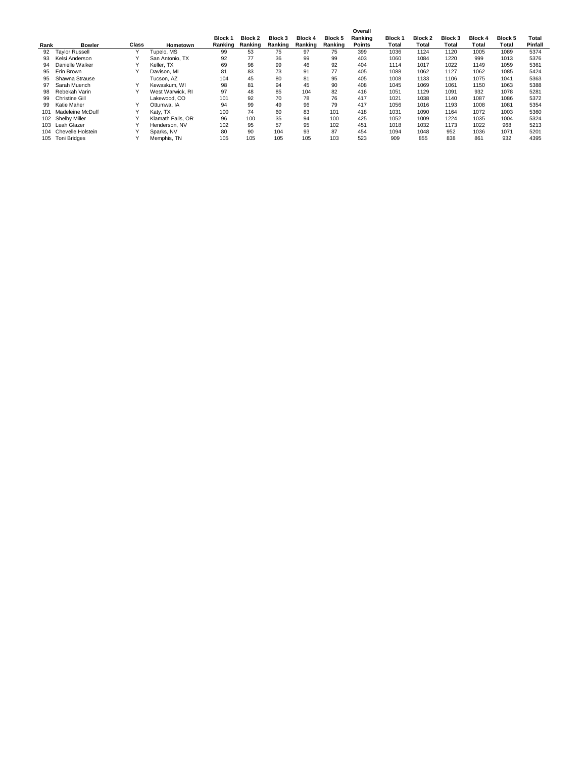| Rank | Bowler | Class | Hometown | Block 1 Ranking | Block 2 Ranking | Block 3 Ranking | Block 4 Ranking | Block 5 Ranking | Overall Ranking Points | Block 1 Total | Block 2 Total | Block 3 Total | Block 4 Total | Block 5 Total | Total Pinfall |
|---|---|---|---|---|---|---|---|---|---|---|---|---|---|---|---|
| 92 | Taylor Russell | Y | Tupelo, MS | 99 | 53 | 75 | 97 | 75 | 399 | 1036 | 1124 | 1120 | 1005 | 1089 | 5374 |
| 93 | Kelsi Anderson | Y | San Antonio, TX | 92 | 77 | 36 | 99 | 99 | 403 | 1060 | 1084 | 1220 | 999 | 1013 | 5376 |
| 94 | Danielle Walker | Y | Keller, TX | 69 | 98 | 99 | 46 | 92 | 404 | 1114 | 1017 | 1022 | 1149 | 1059 | 5361 |
| 95 | Erin Brown | Y | Davison, MI | 81 | 83 | 73 | 91 | 77 | 405 | 1088 | 1062 | 1127 | 1062 | 1085 | 5424 |
| 95 | Shawna Strause | | Tucson, AZ | 104 | 45 | 80 | 81 | 95 | 405 | 1008 | 1133 | 1106 | 1075 | 1041 | 5363 |
| 97 | Sarah Muench | Y | Kewaskum, WI | 98 | 81 | 94 | 45 | 90 | 408 | 1045 | 1069 | 1061 | 1150 | 1063 | 5388 |
| 98 | Rebekah Varin | Y | West Warwick, RI | 97 | 48 | 85 | 104 | 82 | 416 | 1051 | 1129 | 1091 | 932 | 1078 | 5281 |
| 99 | Christine Gill | | Lakewood, CO | 101 | 92 | 70 | 78 | 76 | 417 | 1021 | 1038 | 1140 | 1087 | 1086 | 5372 |
| 99 | Katie Maher | Y | Ottumwa, IA | 94 | 99 | 49 | 96 | 79 | 417 | 1056 | 1016 | 1193 | 1008 | 1081 | 5354 |
| 101 | Madeleine McDuff | Y | Katy, TX | 100 | 74 | 60 | 83 | 101 | 418 | 1031 | 1090 | 1164 | 1072 | 1003 | 5360 |
| 102 | Shelby Miller | Y | Klamath Falls, OR | 96 | 100 | 35 | 94 | 100 | 425 | 1052 | 1009 | 1224 | 1035 | 1004 | 5324 |
| 103 | Leah Glazer | Y | Henderson, NV | 102 | 95 | 57 | 95 | 102 | 451 | 1018 | 1032 | 1173 | 1022 | 968 | 5213 |
| 104 | Chevelle Holstein | Y | Sparks, NV | 80 | 90 | 104 | 93 | 87 | 454 | 1094 | 1048 | 952 | 1036 | 1071 | 5201 |
| 105 | Toni Bridges | Y | Memphis, TN | 105 | 105 | 105 | 105 | 103 | 523 | 909 | 855 | 838 | 861 | 932 | 4395 |